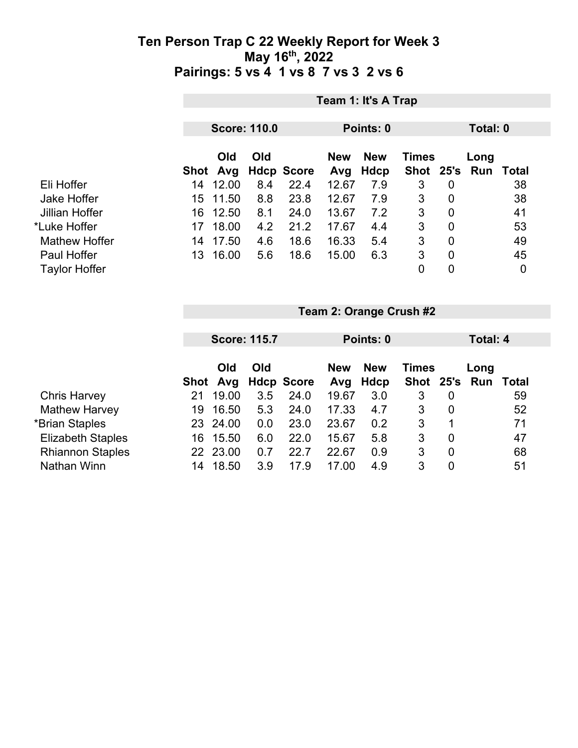# Ten Person Trap C 22 Weekly Report for Week 3
## May 16th, 2022
## Pairings: 5 vs 4 1 vs 8 7 vs 3 2 vs 6

### Team 1: It's A Trap

**Score: 110.0** | **Points: 0** | **Total: 0**

| | Shot | Old Avg | Old Hdcp | Score | New Avg | New Hdcp | Times Shot | 25's | Long Run | Total |
|---|---|---|---|---|---|---|---|---|---|---|
| Eli Hoffer | 14 | 12.00 | 8.4 | 22.4 | 12.67 | 7.9 | 3 | 0 | | 38 |
| Jake Hoffer | 15 | 11.50 | 8.8 | 23.8 | 12.67 | 7.9 | 3 | 0 | | 38 |
| Jillian Hoffer | 16 | 12.50 | 8.1 | 24.0 | 13.67 | 7.2 | 3 | 0 | | 41 |
| *Luke Hoffer | 17 | 18.00 | 4.2 | 21.2 | 17.67 | 4.4 | 3 | 0 | | 53 |
| Mathew Hoffer | 14 | 17.50 | 4.6 | 18.6 | 16.33 | 5.4 | 3 | 0 | | 49 |
| Paul Hoffer | 13 | 16.00 | 5.6 | 18.6 | 15.00 | 6.3 | 3 | 0 | | 45 |
| Taylor Hoffer | | | | | | | 0 | 0 | | 0 |

### Team 2: Orange Crush #2

**Score: 115.7** | **Points: 0** | **Total: 4**

| | Shot | Old Avg | Old Hdcp | Score | New Avg | New Hdcp | Times Shot | 25's | Long Run | Total |
|---|---|---|---|---|---|---|---|---|---|---|
| Chris Harvey | 21 | 19.00 | 3.5 | 24.0 | 19.67 | 3.0 | 3 | 0 | | 59 |
| Mathew Harvey | 19 | 16.50 | 5.3 | 24.0 | 17.33 | 4.7 | 3 | 0 | | 52 |
| *Brian Staples | 23 | 24.00 | 0.0 | 23.0 | 23.67 | 0.2 | 3 | 1 | | 71 |
| Elizabeth Staples | 16 | 15.50 | 6.0 | 22.0 | 15.67 | 5.8 | 3 | 0 | | 47 |
| Rhiannon Staples | 22 | 23.00 | 0.7 | 22.7 | 22.67 | 0.9 | 3 | 0 | | 68 |
| Nathan Winn | 14 | 18.50 | 3.9 | 17.9 | 17.00 | 4.9 | 3 | 0 | | 51 |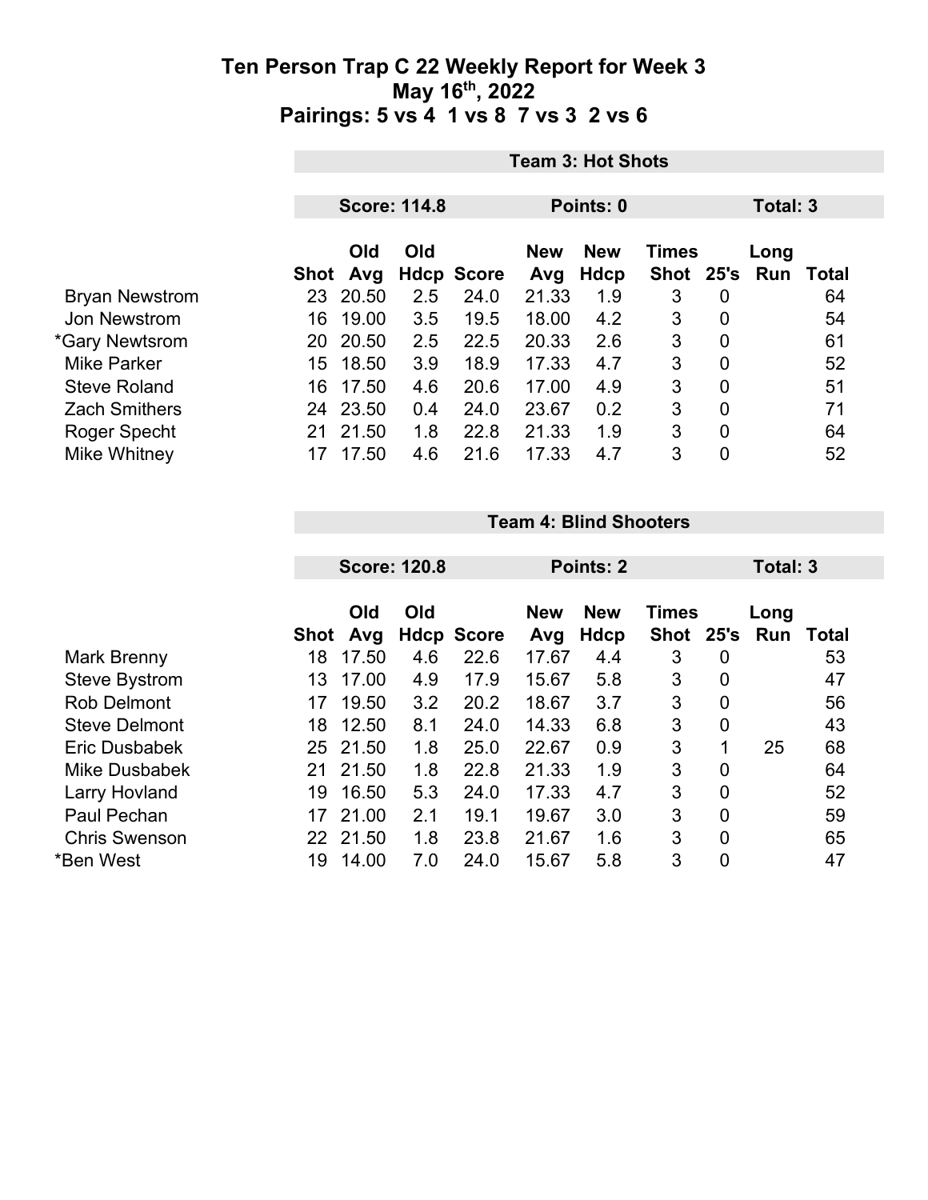# Ten Person Trap C 22 Weekly Report for Week 3
## May 16th, 2022
## Pairings: 5 vs 4  1 vs 8  7 vs 3  2 vs 6

**Team 3: Hot Shots**

**Score: 114.8** | **Points: 0** | **Total: 3**

| | Shot | Old Avg | Old Hdcp | Score | New Avg | New Hdcp | Times Shot | 25's | Long Run | Total |
|---|---|---|---|---|---|---|---|---|---|---|
| Bryan Newstrom | 23 | 20.50 | 2.5 | 24.0 | 21.33 | 1.9 | 3 | 0 | | 64 |
| Jon Newstrom | 16 | 19.00 | 3.5 | 19.5 | 18.00 | 4.2 | 3 | 0 | | 54 |
| *Gary Newtsrom | 20 | 20.50 | 2.5 | 22.5 | 20.33 | 2.6 | 3 | 0 | | 61 |
| Mike Parker | 15 | 18.50 | 3.9 | 18.9 | 17.33 | 4.7 | 3 | 0 | | 52 |
| Steve Roland | 16 | 17.50 | 4.6 | 20.6 | 17.00 | 4.9 | 3 | 0 | | 51 |
| Zach Smithers | 24 | 23.50 | 0.4 | 24.0 | 23.67 | 0.2 | 3 | 0 | | 71 |
| Roger Specht | 21 | 21.50 | 1.8 | 22.8 | 21.33 | 1.9 | 3 | 0 | | 64 |
| Mike Whitney | 17 | 17.50 | 4.6 | 21.6 | 17.33 | 4.7 | 3 | 0 | | 52 |

**Team 4: Blind Shooters**

**Score: 120.8** | **Points: 2** | **Total: 3**

| | Shot | Old Avg | Old Hdcp | Score | New Avg | New Hdcp | Times Shot | 25's | Long Run | Total |
|---|---|---|---|---|---|---|---|---|---|---|
| Mark Brenny | 18 | 17.50 | 4.6 | 22.6 | 17.67 | 4.4 | 3 | 0 | | 53 |
| Steve Bystrom | 13 | 17.00 | 4.9 | 17.9 | 15.67 | 5.8 | 3 | 0 | | 47 |
| Rob Delmont | 17 | 19.50 | 3.2 | 20.2 | 18.67 | 3.7 | 3 | 0 | | 56 |
| Steve Delmont | 18 | 12.50 | 8.1 | 24.0 | 14.33 | 6.8 | 3 | 0 | | 43 |
| Eric Dusbabek | 25 | 21.50 | 1.8 | 25.0 | 22.67 | 0.9 | 3 | 1 | 25 | 68 |
| Mike Dusbabek | 21 | 21.50 | 1.8 | 22.8 | 21.33 | 1.9 | 3 | 0 | | 64 |
| Larry Hovland | 19 | 16.50 | 5.3 | 24.0 | 17.33 | 4.7 | 3 | 0 | | 52 |
| Paul Pechan | 17 | 21.00 | 2.1 | 19.1 | 19.67 | 3.0 | 3 | 0 | | 59 |
| Chris Swenson | 22 | 21.50 | 1.8 | 23.8 | 21.67 | 1.6 | 3 | 0 | | 65 |
| *Ben West | 19 | 14.00 | 7.0 | 24.0 | 15.67 | 5.8 | 3 | 0 | | 47 |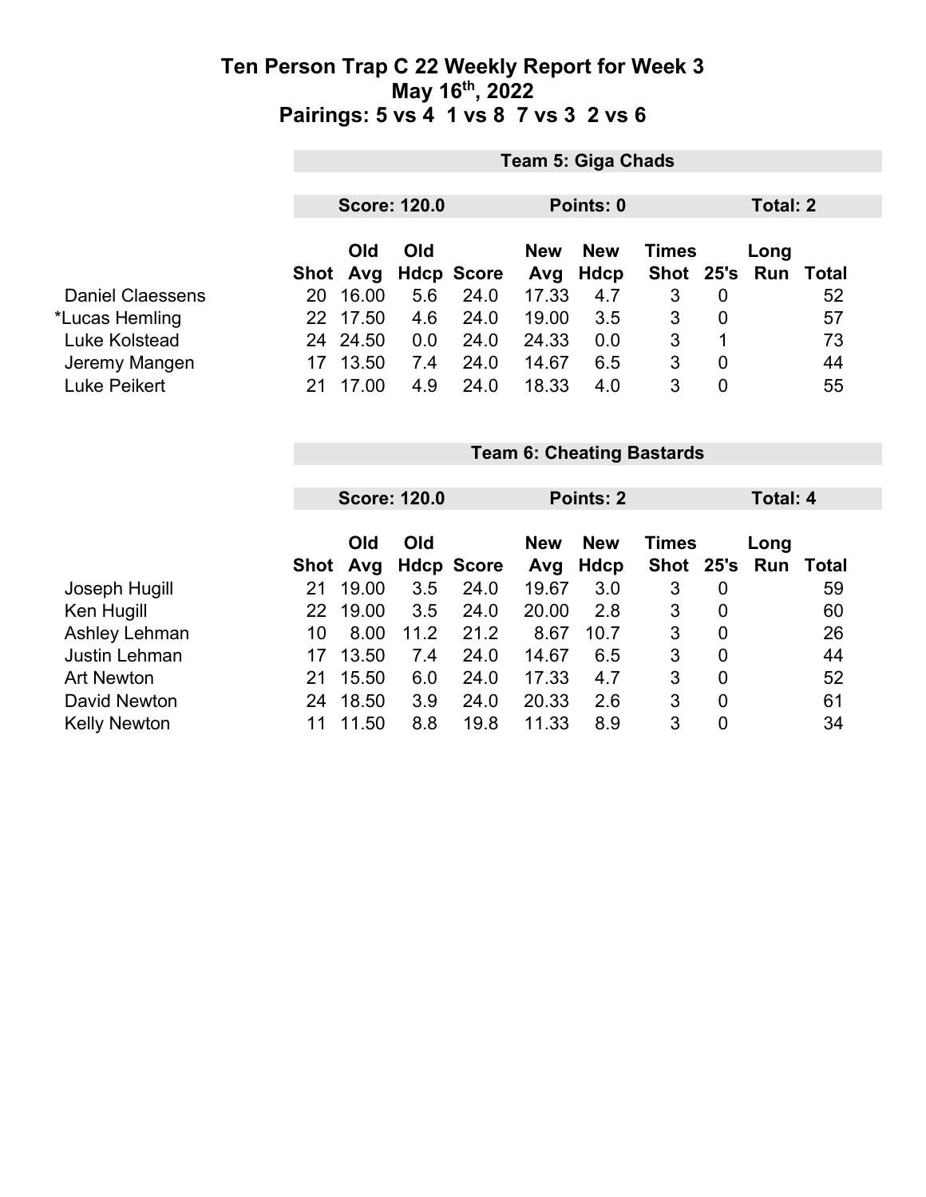# Ten Person Trap C 22 Weekly Report for Week 3

## May 16th, 2022

## Pairings: 5 vs 4 1 vs 8 7 vs 3 2 vs 6

### Team 5: Giga Chads

**Score: 120.0** | **Points: 0** | **Total: 2**

| | Shot | Old Avg | Old Hdcp | Score | New Avg | New Hdcp | Times Shot | 25's | Long Run | Total |
|---|---|---|---|---|---|---|---|---|---|---|
| Daniel Claessens | 20 | 16.00 | 5.6 | 24.0 | 17.33 | 4.7 | 3 | 0 | | 52 |
| *Lucas Hemling | 22 | 17.50 | 4.6 | 24.0 | 19.00 | 3.5 | 3 | 0 | | 57 |
| Luke Kolstead | 24 | 24.50 | 0.0 | 24.0 | 24.33 | 0.0 | 3 | 1 | | 73 |
| Jeremy Mangen | 17 | 13.50 | 7.4 | 24.0 | 14.67 | 6.5 | 3 | 0 | | 44 |
| Luke Peikert | 21 | 17.00 | 4.9 | 24.0 | 18.33 | 4.0 | 3 | 0 | | 55 |

### Team 6: Cheating Bastards

**Score: 120.0** | **Points: 2** | **Total: 4**

| | Shot | Old Avg | Old Hdcp | Score | New Avg | New Hdcp | Times Shot | 25's | Long Run | Total |
|---|---|---|---|---|---|---|---|---|---|---|
| Joseph Hugill | 21 | 19.00 | 3.5 | 24.0 | 19.67 | 3.0 | 3 | 0 | | 59 |
| Ken Hugill | 22 | 19.00 | 3.5 | 24.0 | 20.00 | 2.8 | 3 | 0 | | 60 |
| Ashley Lehman | 10 | 8.00 | 11.2 | 21.2 | 8.67 | 10.7 | 3 | 0 | | 26 |
| Justin Lehman | 17 | 13.50 | 7.4 | 24.0 | 14.67 | 6.5 | 3 | 0 | | 44 |
| Art Newton | 21 | 15.50 | 6.0 | 24.0 | 17.33 | 4.7 | 3 | 0 | | 52 |
| David Newton | 24 | 18.50 | 3.9 | 24.0 | 20.33 | 2.6 | 3 | 0 | | 61 |
| Kelly Newton | 11 | 11.50 | 8.8 | 19.8 | 11.33 | 8.9 | 3 | 0 | | 34 |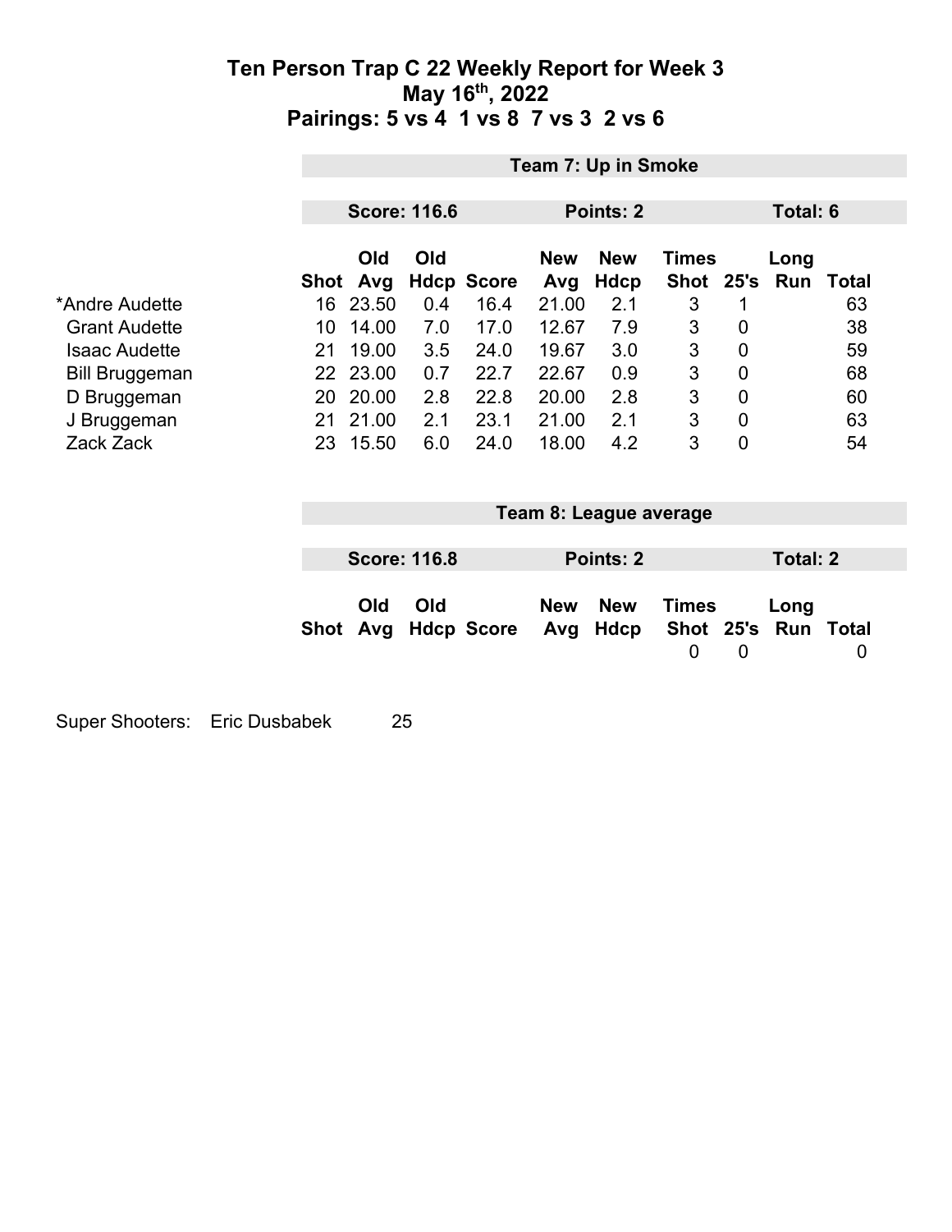# Ten Person Trap C 22 Weekly Report for Week 3
## May 16th, 2022
## Pairings: 5 vs 4 1 vs 8 7 vs 3 2 vs 6

### Team 7: Up in Smoke

**Score: 116.6** | **Points: 2** | **Total: 6**

| | Shot | Old Avg | Old Hdcp | Score | New Avg | New Hdcp | Times Shot | 25's | Long Run | Total |
|---|---|---|---|---|---|---|---|---|---|---|
| *Andre Audette | 16 | 23.50 | 0.4 | 16.4 | 21.00 | 2.1 | 3 | 1 | | 63 |
| Grant Audette | 10 | 14.00 | 7.0 | 17.0 | 12.67 | 7.9 | 3 | 0 | | 38 |
| Isaac Audette | 21 | 19.00 | 3.5 | 24.0 | 19.67 | 3.0 | 3 | 0 | | 59 |
| Bill Bruggeman | 22 | 23.00 | 0.7 | 22.7 | 22.67 | 0.9 | 3 | 0 | | 68 |
| D Bruggeman | 20 | 20.00 | 2.8 | 22.8 | 20.00 | 2.8 | 3 | 0 | | 60 |
| J Bruggeman | 21 | 21.00 | 2.1 | 23.1 | 21.00 | 2.1 | 3 | 0 | | 63 |
| Zack Zack | 23 | 15.50 | 6.0 | 24.0 | 18.00 | 4.2 | 3 | 0 | | 54 |

### Team 8: League average

**Score: 116.8** | **Points: 2** | **Total: 2**

| | Shot | Old Avg | Old Hdcp | Score | New Avg | New Hdcp | Times Shot | 25's | Long Run | Total |
|---|---|---|---|---|---|---|---|---|---|---|
| | | | | | | | 0 | 0 | | 0 |

Super Shooters: Eric Dusbabek 25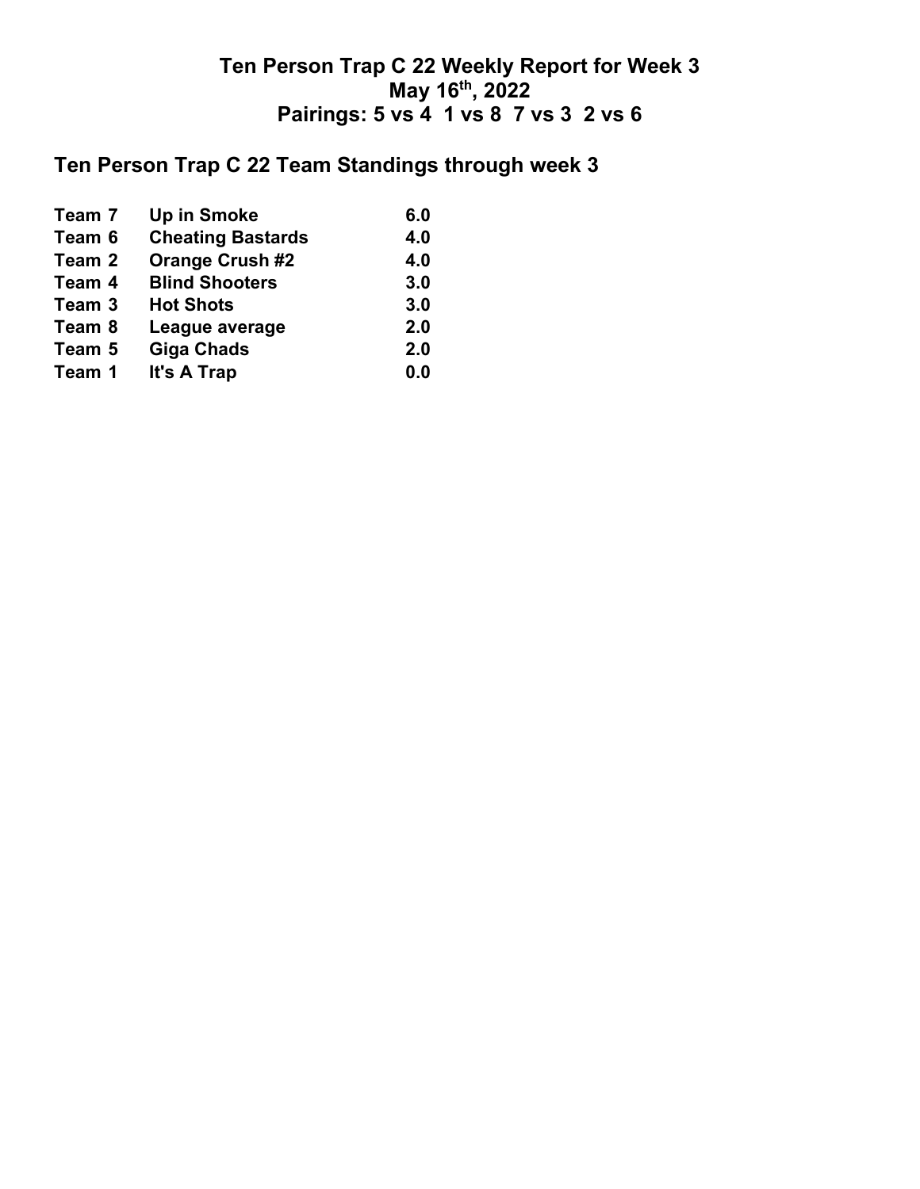# Ten Person Trap C 22 Weekly Report for Week 3
## May 16th, 2022
## Pairings: 5 vs 4  1 vs 8  7 vs 3  2 vs 6

## Ten Person Trap C 22 Team Standings through week 3

| | | |
|---|---|---|
| Team 7 | Up in Smoke | 6.0 |
| Team 6 | Cheating Bastards | 4.0 |
| Team 2 | Orange Crush #2 | 4.0 |
| Team 4 | Blind Shooters | 3.0 |
| Team 3 | Hot Shots | 3.0 |
| Team 8 | League average | 2.0 |
| Team 5 | Giga Chads | 2.0 |
| Team 1 | It's A Trap | 0.0 |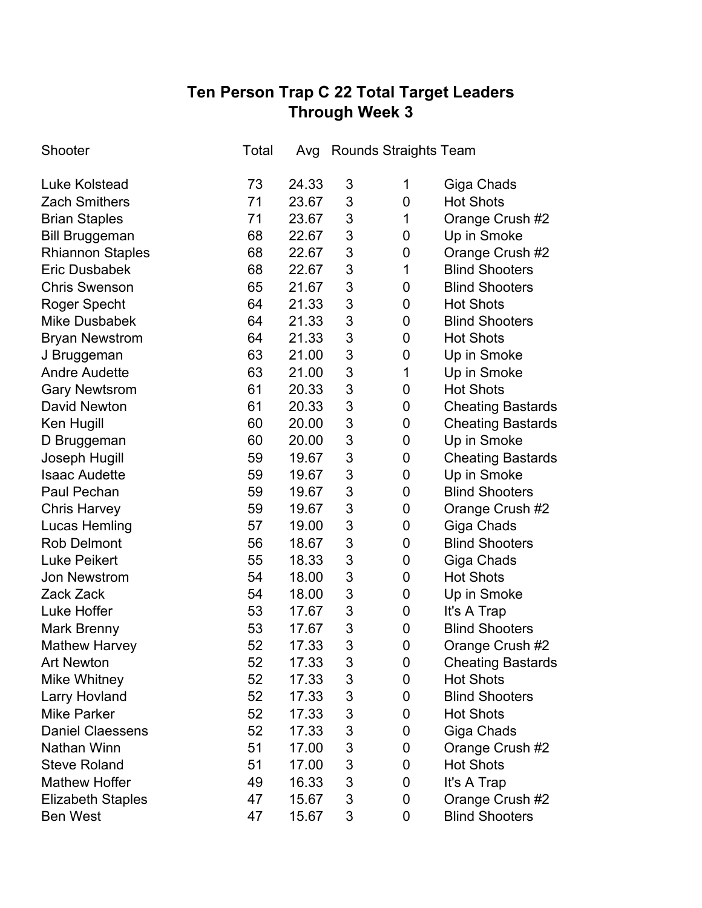# Ten Person Trap C 22 Total Target Leaders
## Through Week 3

| Shooter | Total | Avg | Rounds | Straights | Team |
|---|---|---|---|---|---|
| Luke Kolstead | 73 | 24.33 | 3 | 1 | Giga Chads |
| Zach Smithers | 71 | 23.67 | 3 | 0 | Hot Shots |
| Brian Staples | 71 | 23.67 | 3 | 1 | Orange Crush #2 |
| Bill Bruggeman | 68 | 22.67 | 3 | 0 | Up in Smoke |
| Rhiannon Staples | 68 | 22.67 | 3 | 0 | Orange Crush #2 |
| Eric Dusbabek | 68 | 22.67 | 3 | 1 | Blind Shooters |
| Chris Swenson | 65 | 21.67 | 3 | 0 | Blind Shooters |
| Roger Specht | 64 | 21.33 | 3 | 0 | Hot Shots |
| Mike Dusbabek | 64 | 21.33 | 3 | 0 | Blind Shooters |
| Bryan Newstrom | 64 | 21.33 | 3 | 0 | Hot Shots |
| J Bruggeman | 63 | 21.00 | 3 | 0 | Up in Smoke |
| Andre Audette | 63 | 21.00 | 3 | 1 | Up in Smoke |
| Gary Newtsrom | 61 | 20.33 | 3 | 0 | Hot Shots |
| David Newton | 61 | 20.33 | 3 | 0 | Cheating Bastards |
| Ken Hugill | 60 | 20.00 | 3 | 0 | Cheating Bastards |
| D Bruggeman | 60 | 20.00 | 3 | 0 | Up in Smoke |
| Joseph Hugill | 59 | 19.67 | 3 | 0 | Cheating Bastards |
| Isaac Audette | 59 | 19.67 | 3 | 0 | Up in Smoke |
| Paul Pechan | 59 | 19.67 | 3 | 0 | Blind Shooters |
| Chris Harvey | 59 | 19.67 | 3 | 0 | Orange Crush #2 |
| Lucas Hemling | 57 | 19.00 | 3 | 0 | Giga Chads |
| Rob Delmont | 56 | 18.67 | 3 | 0 | Blind Shooters |
| Luke Peikert | 55 | 18.33 | 3 | 0 | Giga Chads |
| Jon Newstrom | 54 | 18.00 | 3 | 0 | Hot Shots |
| Zack Zack | 54 | 18.00 | 3 | 0 | Up in Smoke |
| Luke Hoffer | 53 | 17.67 | 3 | 0 | It's A Trap |
| Mark Brenny | 53 | 17.67 | 3 | 0 | Blind Shooters |
| Mathew Harvey | 52 | 17.33 | 3 | 0 | Orange Crush #2 |
| Art Newton | 52 | 17.33 | 3 | 0 | Cheating Bastards |
| Mike Whitney | 52 | 17.33 | 3 | 0 | Hot Shots |
| Larry Hovland | 52 | 17.33 | 3 | 0 | Blind Shooters |
| Mike Parker | 52 | 17.33 | 3 | 0 | Hot Shots |
| Daniel Claessens | 52 | 17.33 | 3 | 0 | Giga Chads |
| Nathan Winn | 51 | 17.00 | 3 | 0 | Orange Crush #2 |
| Steve Roland | 51 | 17.00 | 3 | 0 | Hot Shots |
| Mathew Hoffer | 49 | 16.33 | 3 | 0 | It's A Trap |
| Elizabeth Staples | 47 | 15.67 | 3 | 0 | Orange Crush #2 |
| Ben West | 47 | 15.67 | 3 | 0 | Blind Shooters |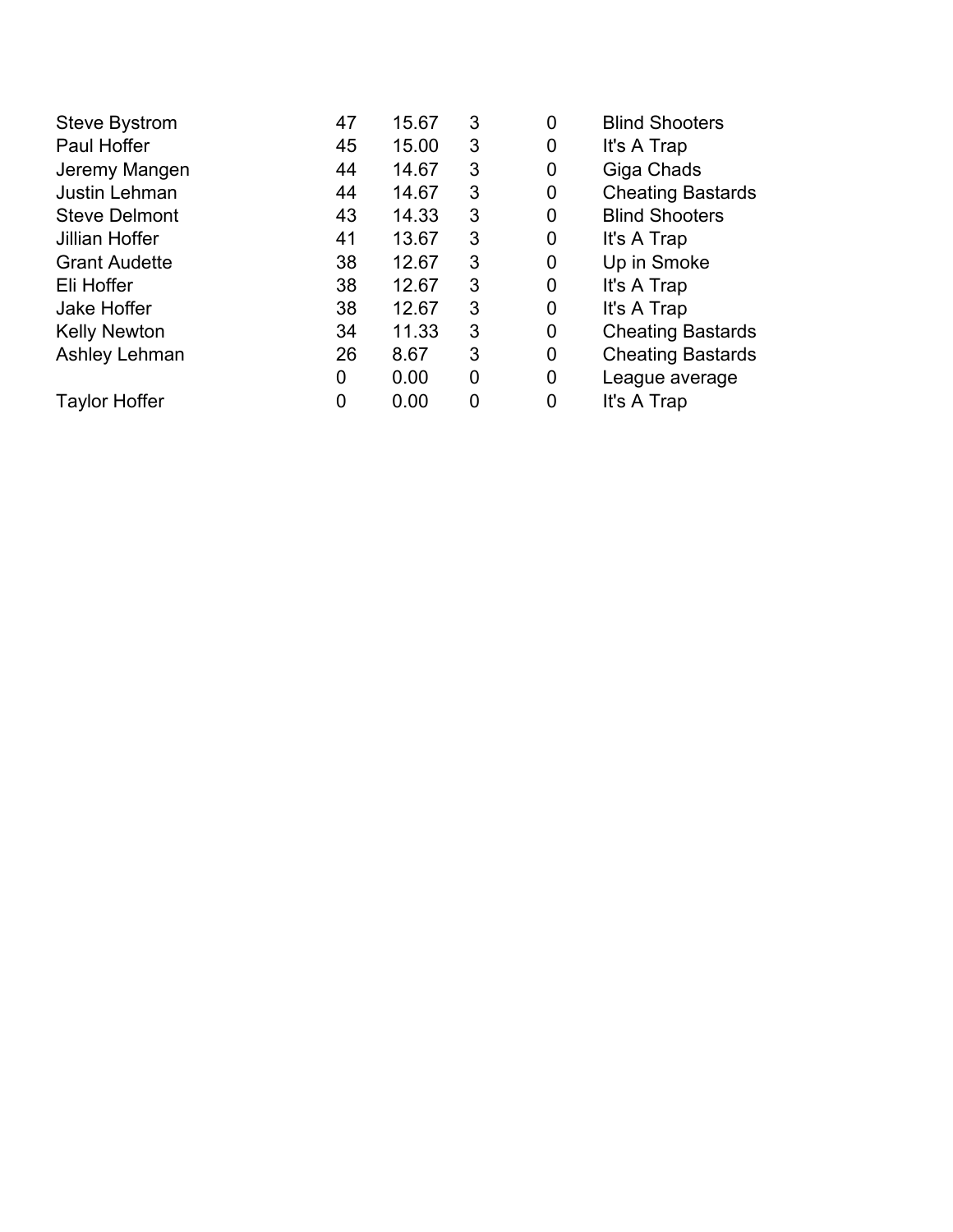| | | | | | |
|---|---|---|---|---|---|
| Steve Bystrom | 47 | 15.67 | 3 | 0 | Blind Shooters |
| Paul Hoffer | 45 | 15.00 | 3 | 0 | It's A Trap |
| Jeremy Mangen | 44 | 14.67 | 3 | 0 | Giga Chads |
| Justin Lehman | 44 | 14.67 | 3 | 0 | Cheating Bastards |
| Steve Delmont | 43 | 14.33 | 3 | 0 | Blind Shooters |
| Jillian Hoffer | 41 | 13.67 | 3 | 0 | It's A Trap |
| Grant Audette | 38 | 12.67 | 3 | 0 | Up in Smoke |
| Eli Hoffer | 38 | 12.67 | 3 | 0 | It's A Trap |
| Jake Hoffer | 38 | 12.67 | 3 | 0 | It's A Trap |
| Kelly Newton | 34 | 11.33 | 3 | 0 | Cheating Bastards |
| Ashley Lehman | 26 | 8.67 | 3 | 0 | Cheating Bastards |
| | 0 | 0.00 | 0 | 0 | League average |
| Taylor Hoffer | 0 | 0.00 | 0 | 0 | It's A Trap |